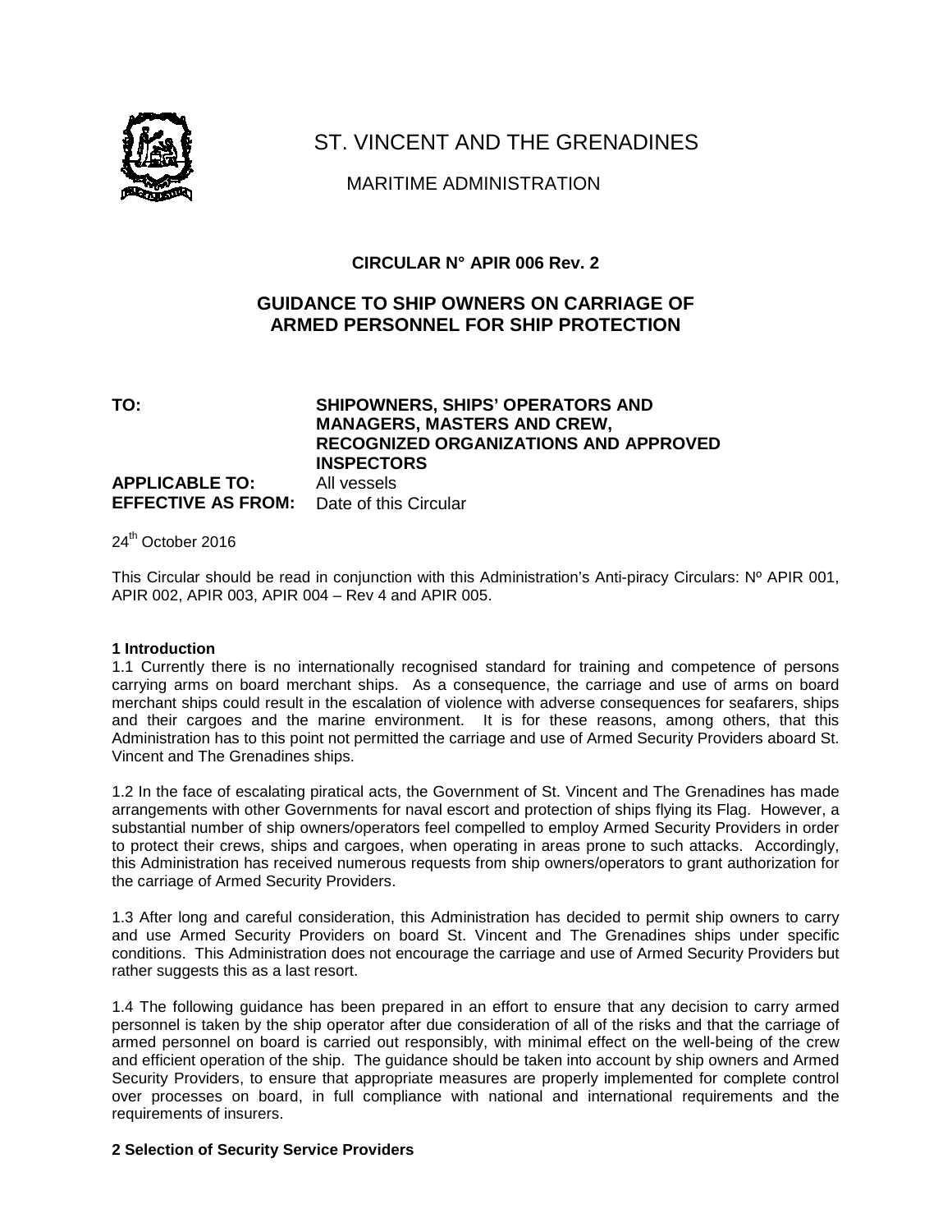# ST. VINCENT AND THE GRENADINES

## MARITIME ADMINISTRATION

**CIRCULAR N° APIR 006 Rev. 2**

**GUIDANCE TO SHIP OWNERS ON CARRIAGE OF ARMED PERSONNEL FOR SHIP PROTECTION**

**TO:** **SHIPOWNERS, SHIPS' OPERATORS AND MANAGERS, MASTERS AND CREW, RECOGNIZED ORGANIZATIONS AND APPROVED INSPECTORS**

**APPLICABLE TO:** All vessels

**EFFECTIVE AS FROM:** Date of this Circular

24th October 2016

This Circular should be read in conjunction with this Administration's Anti-piracy Circulars: Nº APIR 001, APIR 002, APIR 003, APIR 004 – Rev 4 and APIR 005.

**1 Introduction**

1.1 Currently there is no internationally recognised standard for training and competence of persons carrying arms on board merchant ships. As a consequence, the carriage and use of arms on board merchant ships could result in the escalation of violence with adverse consequences for seafarers, ships and their cargoes and the marine environment. It is for these reasons, among others, that this Administration has to this point not permitted the carriage and use of Armed Security Providers aboard St. Vincent and The Grenadines ships.

1.2 In the face of escalating piratical acts, the Government of St. Vincent and The Grenadines has made arrangements with other Governments for naval escort and protection of ships flying its Flag. However, a substantial number of ship owners/operators feel compelled to employ Armed Security Providers in order to protect their crews, ships and cargoes, when operating in areas prone to such attacks. Accordingly, this Administration has received numerous requests from ship owners/operators to grant authorization for the carriage of Armed Security Providers.

1.3 After long and careful consideration, this Administration has decided to permit ship owners to carry and use Armed Security Providers on board St. Vincent and The Grenadines ships under specific conditions. This Administration does not encourage the carriage and use of Armed Security Providers but rather suggests this as a last resort.

1.4 The following guidance has been prepared in an effort to ensure that any decision to carry armed personnel is taken by the ship operator after due consideration of all of the risks and that the carriage of armed personnel on board is carried out responsibly, with minimal effect on the well-being of the crew and efficient operation of the ship. The guidance should be taken into account by ship owners and Armed Security Providers, to ensure that appropriate measures are properly implemented for complete control over processes on board, in full compliance with national and international requirements and the requirements of insurers.

**2 Selection of Security Service Providers**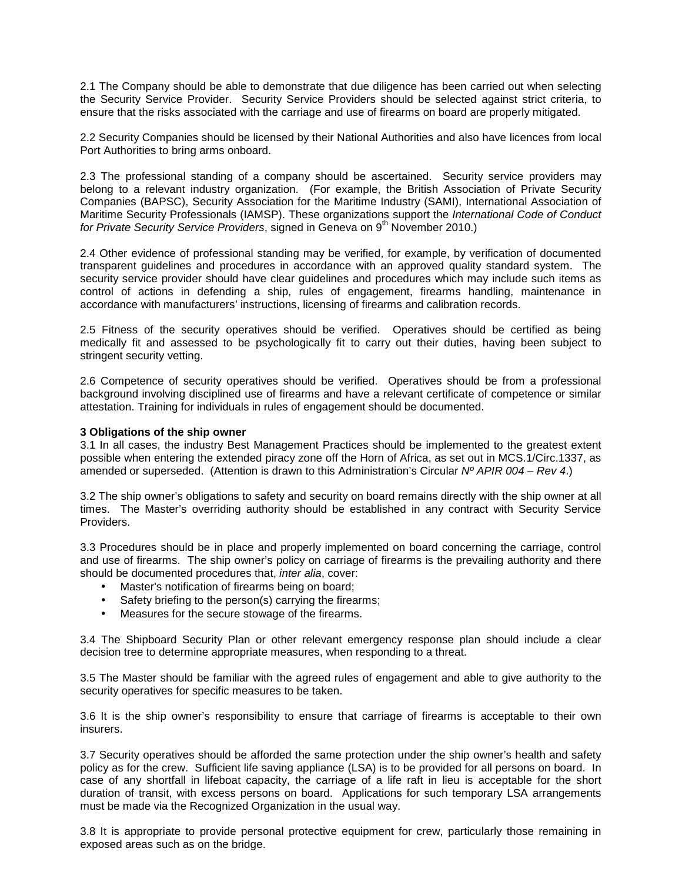2.1 The Company should be able to demonstrate that due diligence has been carried out when selecting the Security Service Provider. Security Service Providers should be selected against strict criteria, to ensure that the risks associated with the carriage and use of firearms on board are properly mitigated.

2.2 Security Companies should be licensed by their National Authorities and also have licences from local Port Authorities to bring arms onboard.

2.3 The professional standing of a company should be ascertained. Security service providers may belong to a relevant industry organization. (For example, the British Association of Private Security Companies (BAPSC), Security Association for the Maritime Industry (SAMI), International Association of Maritime Security Professionals (IAMSP). These organizations support the *International Code of Conduct for Private Security Service Providers*, signed in Geneva on 9th November 2010.)

2.4 Other evidence of professional standing may be verified, for example, by verification of documented transparent guidelines and procedures in accordance with an approved quality standard system. The security service provider should have clear guidelines and procedures which may include such items as control of actions in defending a ship, rules of engagement, firearms handling, maintenance in accordance with manufacturers' instructions, licensing of firearms and calibration records.

2.5 Fitness of the security operatives should be verified. Operatives should be certified as being medically fit and assessed to be psychologically fit to carry out their duties, having been subject to stringent security vetting.

2.6 Competence of security operatives should be verified. Operatives should be from a professional background involving disciplined use of firearms and have a relevant certificate of competence or similar attestation. Training for individuals in rules of engagement should be documented.

**3 Obligations of the ship owner**

3.1 In all cases, the industry Best Management Practices should be implemented to the greatest extent possible when entering the extended piracy zone off the Horn of Africa, as set out in MCS.1/Circ.1337, as amended or superseded. (Attention is drawn to this Administration's Circular *Nº APIR 004 – Rev 4*.)

3.2 The ship owner's obligations to safety and security on board remains directly with the ship owner at all times. The Master's overriding authority should be established in any contract with Security Service Providers.

3.3 Procedures should be in place and properly implemented on board concerning the carriage, control and use of firearms. The ship owner's policy on carriage of firearms is the prevailing authority and there should be documented procedures that, *inter alia*, cover:

- Master's notification of firearms being on board;
- Safety briefing to the person(s) carrying the firearms;
- Measures for the secure stowage of the firearms.

3.4 The Shipboard Security Plan or other relevant emergency response plan should include a clear decision tree to determine appropriate measures, when responding to a threat.

3.5 The Master should be familiar with the agreed rules of engagement and able to give authority to the security operatives for specific measures to be taken.

3.6 It is the ship owner's responsibility to ensure that carriage of firearms is acceptable to their own insurers.

3.7 Security operatives should be afforded the same protection under the ship owner's health and safety policy as for the crew. Sufficient life saving appliance (LSA) is to be provided for all persons on board. In case of any shortfall in lifeboat capacity, the carriage of a life raft in lieu is acceptable for the short duration of transit, with excess persons on board. Applications for such temporary LSA arrangements must be made via the Recognized Organization in the usual way.

3.8 It is appropriate to provide personal protective equipment for crew, particularly those remaining in exposed areas such as on the bridge.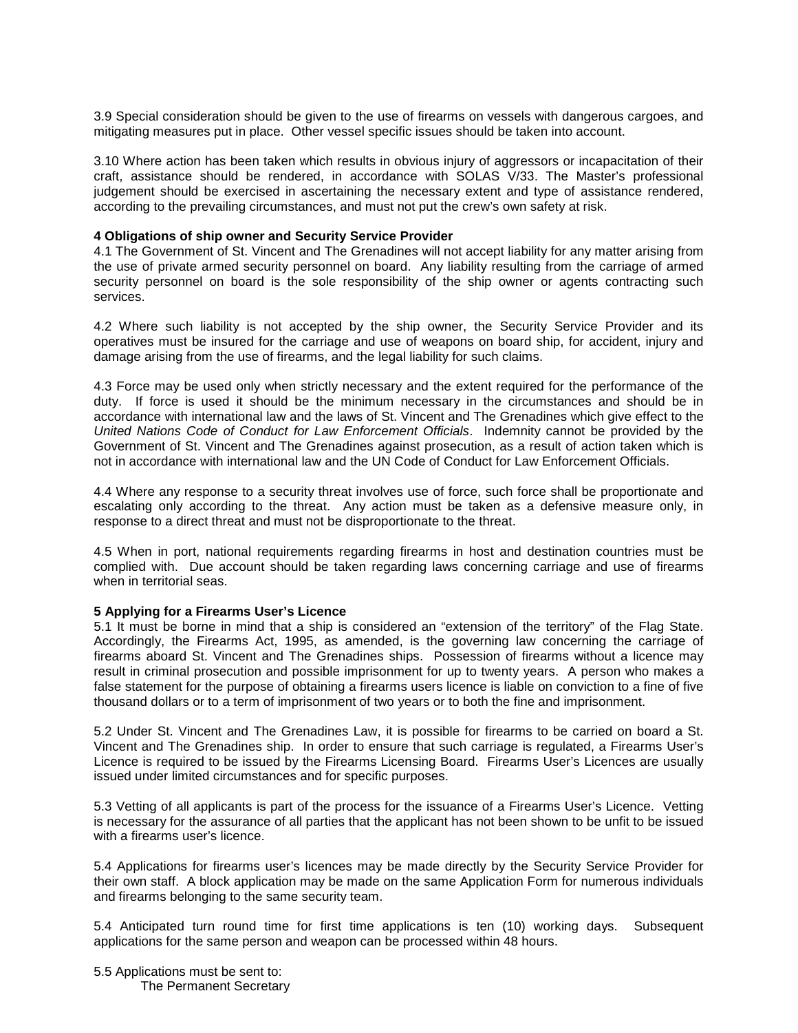3.9 Special consideration should be given to the use of firearms on vessels with dangerous cargoes, and mitigating measures put in place. Other vessel specific issues should be taken into account.

3.10 Where action has been taken which results in obvious injury of aggressors or incapacitation of their craft, assistance should be rendered, in accordance with SOLAS V/33. The Master's professional judgement should be exercised in ascertaining the necessary extent and type of assistance rendered, according to the prevailing circumstances, and must not put the crew's own safety at risk.

**4 Obligations of ship owner and Security Service Provider**

4.1 The Government of St. Vincent and The Grenadines will not accept liability for any matter arising from the use of private armed security personnel on board. Any liability resulting from the carriage of armed security personnel on board is the sole responsibility of the ship owner or agents contracting such services.

4.2 Where such liability is not accepted by the ship owner, the Security Service Provider and its operatives must be insured for the carriage and use of weapons on board ship, for accident, injury and damage arising from the use of firearms, and the legal liability for such claims.

4.3 Force may be used only when strictly necessary and the extent required for the performance of the duty. If force is used it should be the minimum necessary in the circumstances and should be in accordance with international law and the laws of St. Vincent and The Grenadines which give effect to the *United Nations Code of Conduct for Law Enforcement Officials*. Indemnity cannot be provided by the Government of St. Vincent and The Grenadines against prosecution, as a result of action taken which is not in accordance with international law and the UN Code of Conduct for Law Enforcement Officials.

4.4 Where any response to a security threat involves use of force, such force shall be proportionate and escalating only according to the threat. Any action must be taken as a defensive measure only, in response to a direct threat and must not be disproportionate to the threat.

4.5 When in port, national requirements regarding firearms in host and destination countries must be complied with. Due account should be taken regarding laws concerning carriage and use of firearms when in territorial seas.

**5 Applying for a Firearms User's Licence**

5.1 It must be borne in mind that a ship is considered an "extension of the territory" of the Flag State. Accordingly, the Firearms Act, 1995, as amended, is the governing law concerning the carriage of firearms aboard St. Vincent and The Grenadines ships. Possession of firearms without a licence may result in criminal prosecution and possible imprisonment for up to twenty years. A person who makes a false statement for the purpose of obtaining a firearms users licence is liable on conviction to a fine of five thousand dollars or to a term of imprisonment of two years or to both the fine and imprisonment.

5.2 Under St. Vincent and The Grenadines Law, it is possible for firearms to be carried on board a St. Vincent and The Grenadines ship. In order to ensure that such carriage is regulated, a Firearms User's Licence is required to be issued by the Firearms Licensing Board. Firearms User's Licences are usually issued under limited circumstances and for specific purposes.

5.3 Vetting of all applicants is part of the process for the issuance of a Firearms User's Licence. Vetting is necessary for the assurance of all parties that the applicant has not been shown to be unfit to be issued with a firearms user's licence.

5.4 Applications for firearms user's licences may be made directly by the Security Service Provider for their own staff. A block application may be made on the same Application Form for numerous individuals and firearms belonging to the same security team.

5.4 Anticipated turn round time for first time applications is ten (10) working days. Subsequent applications for the same person and weapon can be processed within 48 hours.

5.5 Applications must be sent to:
The Permanent Secretary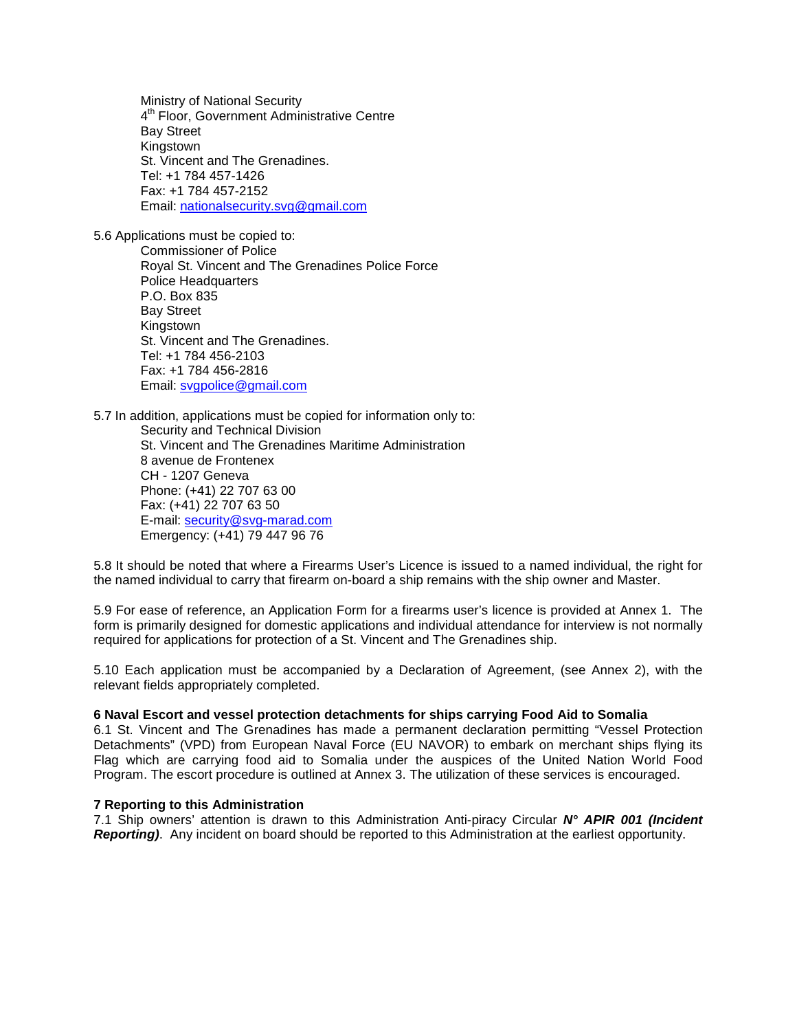Ministry of National Security
4th Floor, Government Administrative Centre
Bay Street
Kingstown
St. Vincent and The Grenadines.
Tel: +1 784 457-1426
Fax: +1 784 457-2152
Email: nationalsecurity.svg@gmail.com

5.6 Applications must be copied to:

Commissioner of Police
Royal St. Vincent and The Grenadines Police Force
Police Headquarters
P.O. Box 835
Bay Street
Kingstown
St. Vincent and The Grenadines.
Tel: +1 784 456-2103
Fax: +1 784 456-2816
Email: svgpolice@gmail.com

5.7 In addition, applications must be copied for information only to:

Security and Technical Division
St. Vincent and The Grenadines Maritime Administration
8 avenue de Frontenex
CH - 1207 Geneva
Phone: (+41) 22 707 63 00
Fax: (+41) 22 707 63 50
E-mail: security@svg-marad.com
Emergency: (+41) 79 447 96 76

5.8 It should be noted that where a Firearms User's Licence is issued to a named individual, the right for the named individual to carry that firearm on-board a ship remains with the ship owner and Master.

5.9 For ease of reference, an Application Form for a firearms user's licence is provided at Annex 1. The form is primarily designed for domestic applications and individual attendance for interview is not normally required for applications for protection of a St. Vincent and The Grenadines ship.

5.10 Each application must be accompanied by a Declaration of Agreement, (see Annex 2), with the relevant fields appropriately completed.

**6 Naval Escort and vessel protection detachments for ships carrying Food Aid to Somalia**

6.1 St. Vincent and The Grenadines has made a permanent declaration permitting "Vessel Protection Detachments" (VPD) from European Naval Force (EU NAVOR) to embark on merchant ships flying its Flag which are carrying food aid to Somalia under the auspices of the United Nation World Food Program. The escort procedure is outlined at Annex 3. The utilization of these services is encouraged.

**7 Reporting to this Administration**

7.1 Ship owners' attention is drawn to this Administration Anti-piracy Circular ***N° APIR 001 (Incident Reporting)***. Any incident on board should be reported to this Administration at the earliest opportunity.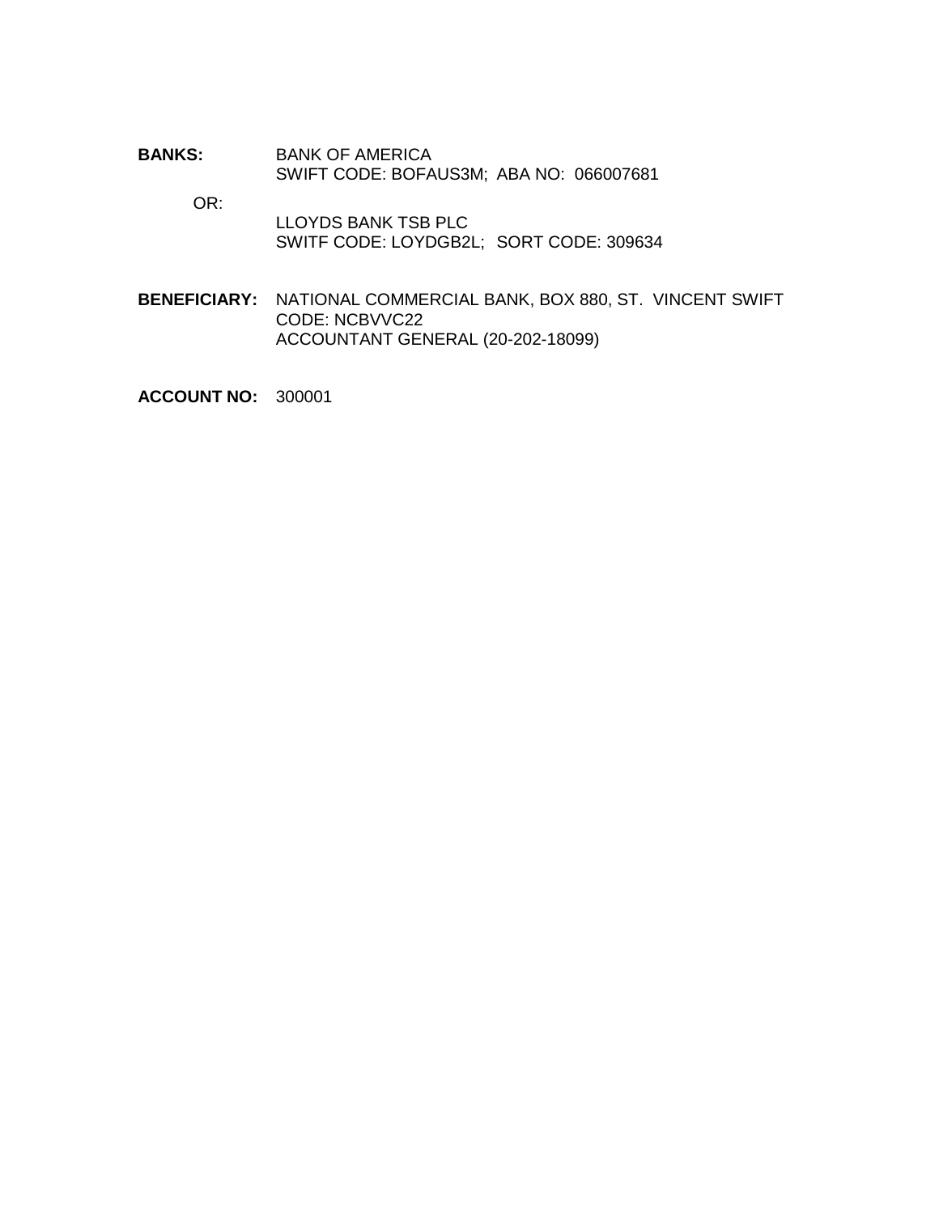**BANKS:** BANK OF AMERICA
SWIFT CODE: BOFAUS3M; ABA NO: 066007681

OR:

LLOYDS BANK TSB PLC
SWITF CODE: LOYDGB2L; SORT CODE: 309634

**BENEFICIARY:** NATIONAL COMMERCIAL BANK, BOX 880, ST. VINCENT SWIFT CODE: NCBVVC22
ACCOUNTANT GENERAL (20-202-18099)

**ACCOUNT NO:** 300001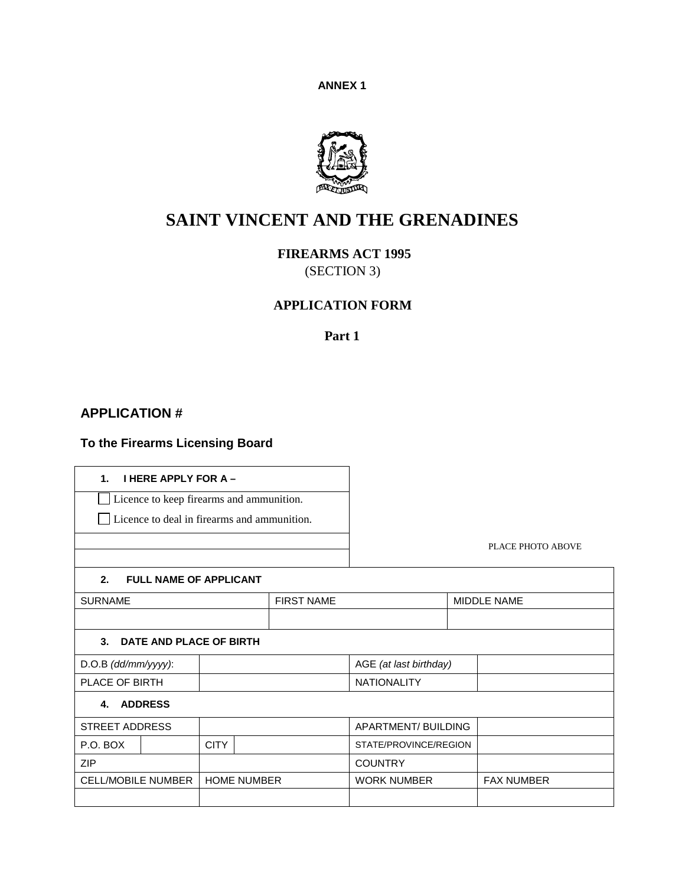**ANNEX 1**

# SAINT VINCENT AND THE GRENADINES

## FIREARMS ACT 1995
(SECTION 3)

## APPLICATION FORM

### Part 1

### APPLICATION #

**To the Firearms Licensing Board**

| **1. I HERE APPLY FOR A –** |
|---|
| ☐ Licence to keep firearms and ammunition. |
| ☐ Licence to deal in firearms and ammunition. |
| |
| |

PLACE PHOTO ABOVE

| **2. FULL NAME OF APPLICANT** | | |
|---|---|---|
| SURNAME | FIRST NAME | MIDDLE NAME |
| | | |

| **3. DATE AND PLACE OF BIRTH** | | | |
|---|---|---|---|
| D.O.B *(dd/mm/yyyy)*: | | AGE *(at last birthday)* | |
| PLACE OF BIRTH | | NATIONALITY | |

| **4. ADDRESS** | | | | | |
|---|---|---|---|---|---|
| STREET ADDRESS | | | | APARTMENT/ BUILDING | |
| P.O. BOX | | CITY | | STATE/PROVINCE/REGION | |
| ZIP | | | | COUNTRY | |
| CELL/MOBILE NUMBER | | HOME NUMBER | | WORK NUMBER | FAX NUMBER |
| | | | | | |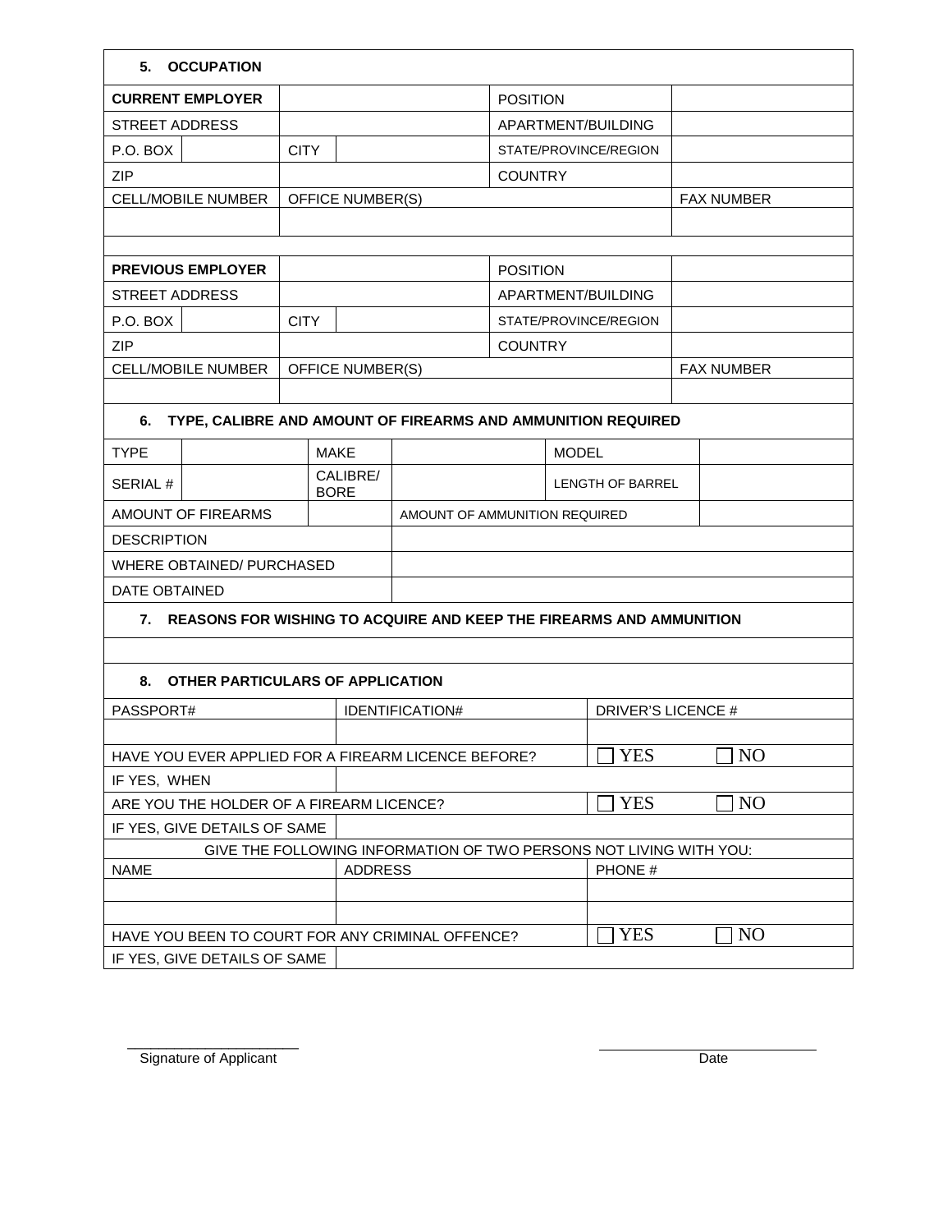## 5. OCCUPATION

| CURRENT EMPLOYER | | POSITION | |
|---|---|---|---|
| STREET ADDRESS | | APARTMENT/BUILDING | |
| P.O. BOX | CITY | STATE/PROVINCE/REGION | |
| ZIP | | COUNTRY | |
| CELL/MOBILE NUMBER | OFFICE NUMBER(S) | | FAX NUMBER |
| | | | |

| PREVIOUS EMPLOYER | | POSITION | |
|---|---|---|---|
| STREET ADDRESS | | APARTMENT/BUILDING | |
| P.O. BOX | CITY | STATE/PROVINCE/REGION | |
| ZIP | | COUNTRY | |
| CELL/MOBILE NUMBER | OFFICE NUMBER(S) | | FAX NUMBER |
| | | | |

## 6. TYPE, CALIBRE AND AMOUNT OF FIREARMS AND AMMUNITION REQUIRED

| TYPE | | MAKE | | MODEL | |
|---|---|---|---|---|---|
| SERIAL # | | CALIBRE/ BORE | | LENGTH OF BARREL | |
| AMOUNT OF FIREARMS | | | AMOUNT OF AMMUNITION REQUIRED | | |
| DESCRIPTION | | | | | |
| WHERE OBTAINED/ PURCHASED | | | | | |
| DATE OBTAINED | | | | | |

## 7. REASONS FOR WISHING TO ACQUIRE AND KEEP THE FIREARMS AND AMMUNITION

## 8. OTHER PARTICULARS OF APPLICATION

| PASSPORT# | IDENTIFICATION# | DRIVER'S LICENCE # |
|---|---|---|
| | | |
| HAVE YOU EVER APPLIED FOR A FIREARM LICENCE BEFORE? | | ☐ YES ☐ NO |
| IF YES, WHEN | | |
| ARE YOU THE HOLDER OF A FIREARM LICENCE? | | ☐ YES ☐ NO |
| IF YES, GIVE DETAILS OF SAME | | |
| GIVE THE FOLLOWING INFORMATION OF TWO PERSONS NOT LIVING WITH YOU: | | |
| NAME | ADDRESS | PHONE # |
| | | |
| | | |
| HAVE YOU BEEN TO COURT FOR ANY CRIMINAL OFFENCE? | | ☐ YES ☐ NO |
| IF YES, GIVE DETAILS OF SAME | | |

Signature of Applicant ______________________ Date ______________________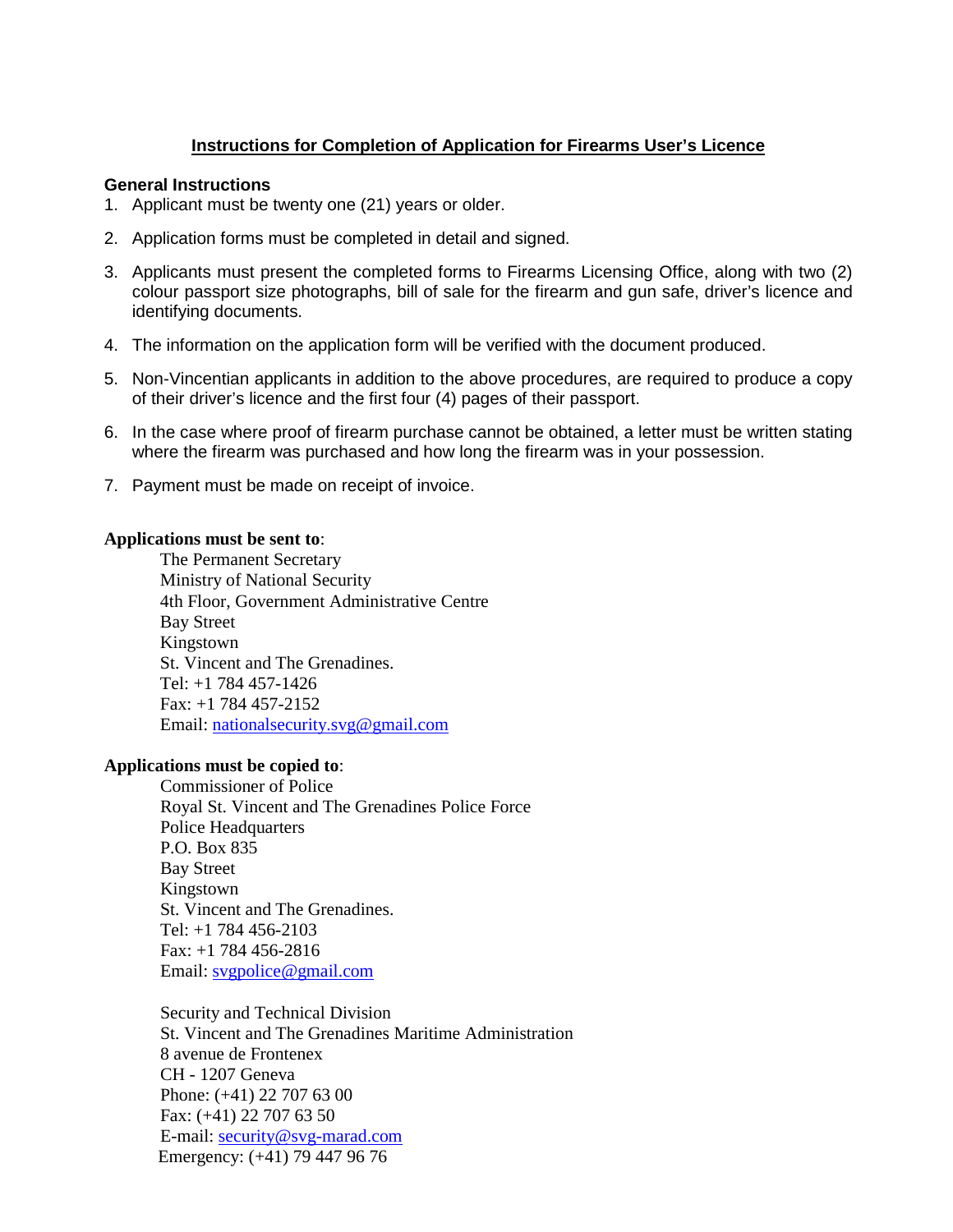## Instructions for Completion of Application for Firearms User's Licence

### General Instructions

1. Applicant must be twenty one (21) years or older.
2. Application forms must be completed in detail and signed.
3. Applicants must present the completed forms to Firearms Licensing Office, along with two (2) colour passport size photographs, bill of sale for the firearm and gun safe, driver's licence and identifying documents.
4. The information on the application form will be verified with the document produced.
5. Non-Vincentian applicants in addition to the above procedures, are required to produce a copy of their driver's licence and the first four (4) pages of their passport.
6. In the case where proof of firearm purchase cannot be obtained, a letter must be written stating where the firearm was purchased and how long the firearm was in your possession.
7. Payment must be made on receipt of invoice.

**Applications must be sent to**:

The Permanent Secretary
Ministry of National Security
4th Floor, Government Administrative Centre
Bay Street
Kingstown
St. Vincent and The Grenadines.
Tel: +1 784 457-1426
Fax: +1 784 457-2152
Email: nationalsecurity.svg@gmail.com

**Applications must be copied to**:

Commissioner of Police
Royal St. Vincent and The Grenadines Police Force
Police Headquarters
P.O. Box 835
Bay Street
Kingstown
St. Vincent and The Grenadines.
Tel: +1 784 456-2103
Fax: +1 784 456-2816
Email: svgpolice@gmail.com

Security and Technical Division
St. Vincent and The Grenadines Maritime Administration
8 avenue de Frontenex
CH - 1207 Geneva
Phone: (+41) 22 707 63 00
Fax: (+41) 22 707 63 50
E-mail: security@svg-marad.com
Emergency: (+41) 79 447 96 76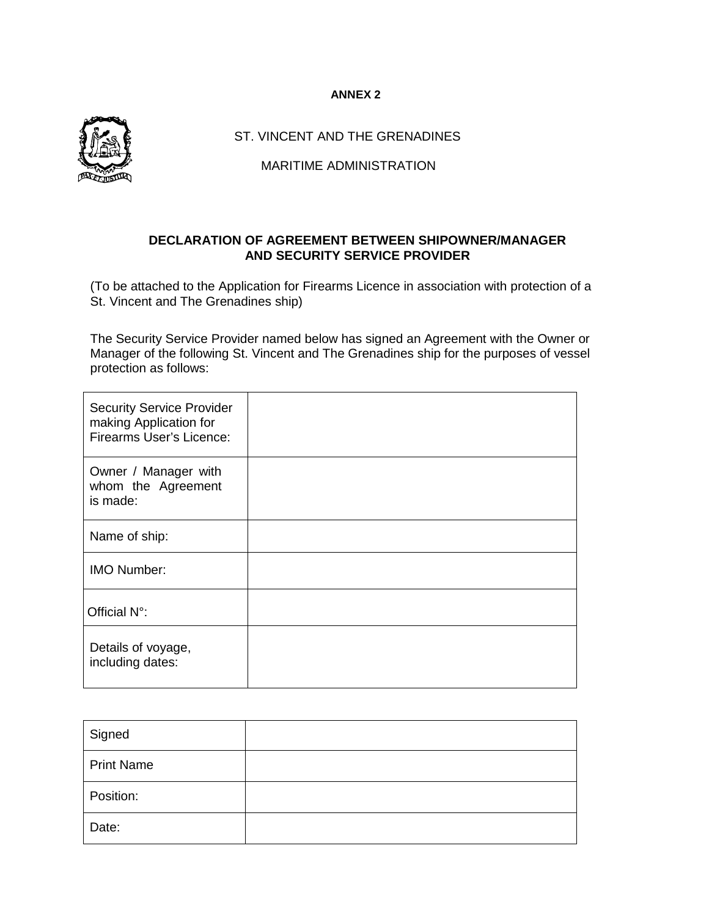**ANNEX 2**

ST. VINCENT AND THE GRENADINES

MARITIME ADMINISTRATION

**DECLARATION OF AGREEMENT BETWEEN SHIPOWNER/MANAGER AND SECURITY SERVICE PROVIDER**

(To be attached to the Application for Firearms Licence in association with protection of a St. Vincent and The Grenadines ship)

The Security Service Provider named below has signed an Agreement with the Owner or Manager of the following St. Vincent and The Grenadines ship for the purposes of vessel protection as follows:

| | |
|---|---|
| Security Service Provider making Application for Firearms User's Licence: | |
| Owner / Manager with whom the Agreement is made: | |
| Name of ship: | |
| IMO Number: | |
| Official N°: | |
| Details of voyage, including dates: | |

| | |
|---|---|
| Signed | |
| Print Name | |
| Position: | |
| Date: | |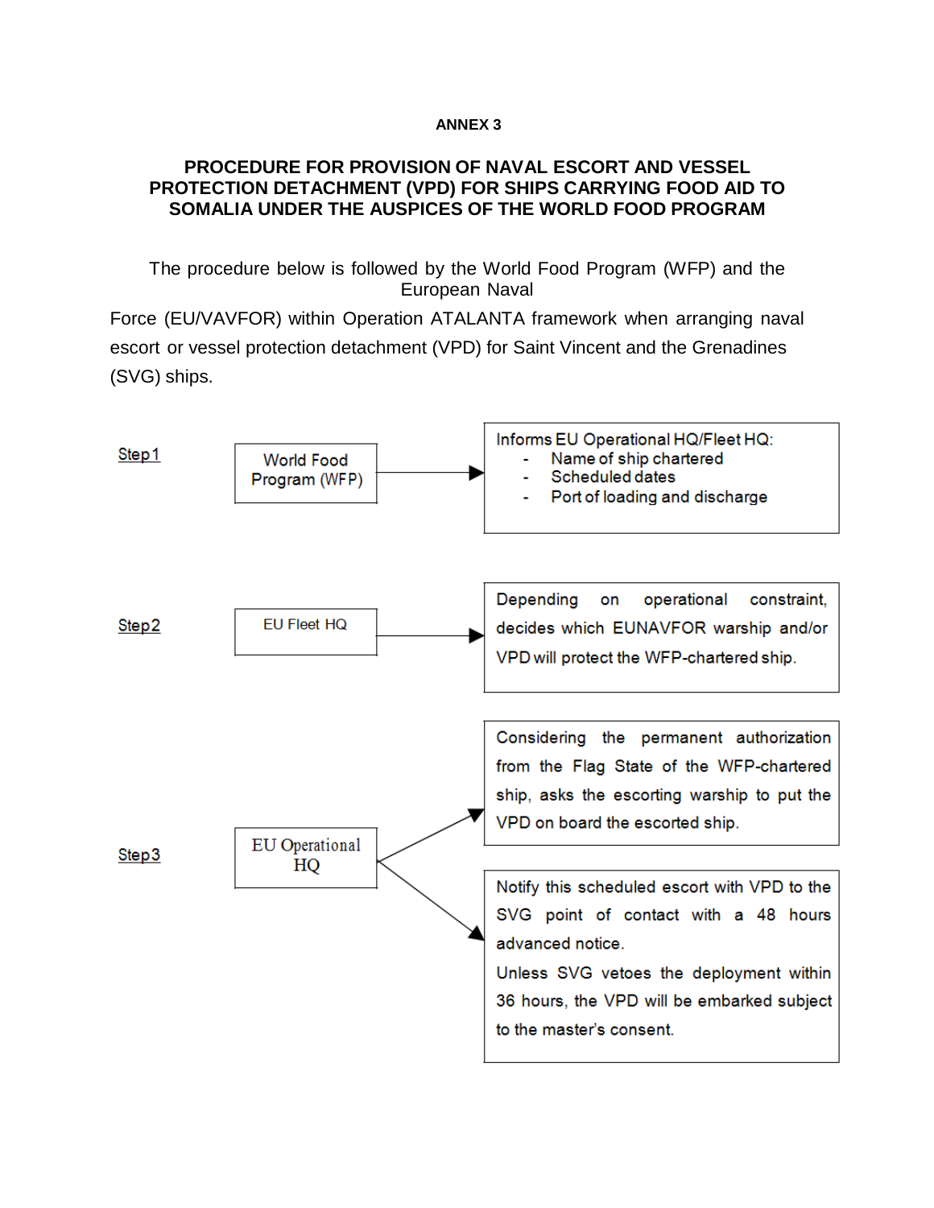**ANNEX 3**

**PROCEDURE FOR PROVISION OF NAVAL ESCORT AND VESSEL PROTECTION DETACHMENT (VPD) FOR SHIPS CARRYING FOOD AID TO SOMALIA UNDER THE AUSPICES OF THE WORLD FOOD PROGRAM**

The procedure below is followed by the World Food Program (WFP) and the European Naval Force (EU/VAVFOR) within Operation ATALANTA framework when arranging naval escort or vessel protection detachment (VPD) for Saint Vincent and the Grenadines (SVG) ships.

Step 1

World Food Program (WFP)

Informs EU Operational HQ/Fleet HQ:
- Name of ship chartered
- Scheduled dates
- Port of loading and discharge

Step 2

EU Fleet HQ

Depending on operational constraint, decides which EUNAVFOR warship and/or VPD will protect the WFP-chartered ship.

Step 3

EU Operational HQ

Considering the permanent authorization from the Flag State of the WFP-chartered ship, asks the escorting warship to put the VPD on board the escorted ship.

Notify this scheduled escort with VPD to the SVG point of contact with a 48 hours advanced notice.
Unless SVG vetoes the deployment within 36 hours, the VPD will be embarked subject to the master's consent.